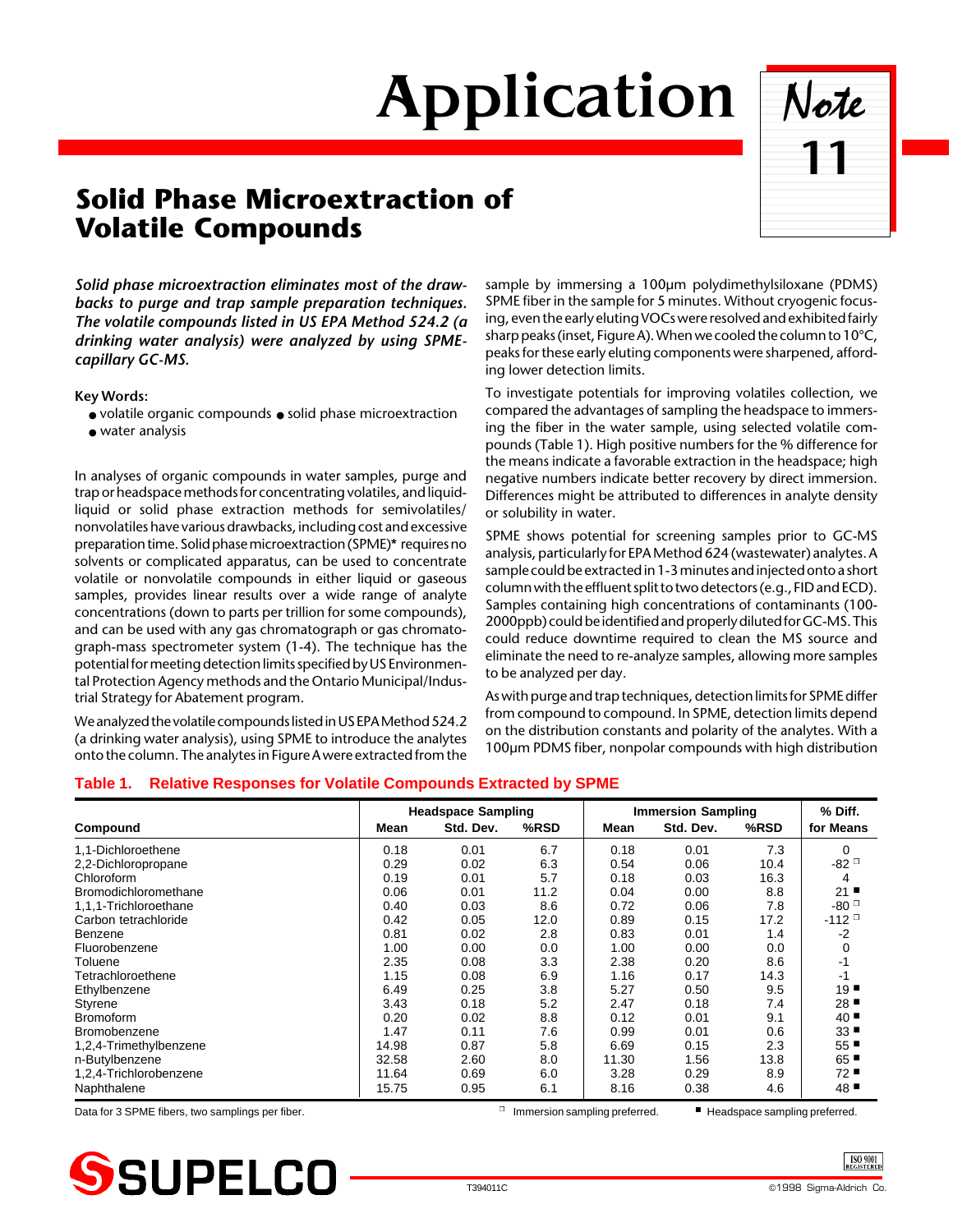# Application Note 11

## Solid Phase Microextraction of Volatile Compounds

***Solid phase microextraction eliminates most of the drawbacks to purge and trap sample preparation techniques. The volatile compounds listed in US EPA Method 524.2 (a drinking water analysis) were analyzed by using SPME-capillary GC-MS.***

**Key Words:**

- volatile organic compounds
- solid phase microextraction
- water analysis

In analyses of organic compounds in water samples, purge and trap or headspace methods for concentrating volatiles, and liquid-liquid or solid phase extraction methods for semivolatiles/nonvolatiles have various drawbacks, including cost and excessive preparation time. Solid phase microextraction (SPME)* requires no solvents or complicated apparatus, can be used to concentrate volatile or nonvolatile compounds in either liquid or gaseous samples, provides linear results over a wide range of analyte concentrations (down to parts per trillion for some compounds), and can be used with any gas chromatograph or gas chromatograph-mass spectrometer system (1-4). The technique has the potential for meeting detection limits specified by US Environmental Protection Agency methods and the Ontario Municipal/Industrial Strategy for Abatement program.

We analyzed the volatile compounds listed in US EPA Method 524.2 (a drinking water analysis), using SPME to introduce the analytes onto the column. The analytes in Figure A were extracted from the sample by immersing a 100µm polydimethylsiloxane (PDMS) SPME fiber in the sample for 5 minutes. Without cryogenic focusing, even the early eluting VOCs were resolved and exhibited fairly sharp peaks (inset, Figure A). When we cooled the column to 10°C, peaks for these early eluting components were sharpened, affording lower detection limits.

To investigate potentials for improving volatiles collection, we compared the advantages of sampling the headspace to immersing the fiber in the water sample, using selected volatile compounds (Table 1). High positive numbers for the % difference for the means indicate a favorable extraction in the headspace; high negative numbers indicate better recovery by direct immersion. Differences might be attributed to differences in analyte density or solubility in water.

SPME shows potential for screening samples prior to GC-MS analysis, particularly for EPA Method 624 (wastewater) analytes. A sample could be extracted in 1-3 minutes and injected onto a short column with the effluent split to two detectors (e.g., FID and ECD). Samples containing high concentrations of contaminants (100-2000ppb) could be identified and properly diluted for GC-MS. This could reduce downtime required to clean the MS source and eliminate the need to re-analyze samples, allowing more samples to be analyzed per day.

As with purge and trap techniques, detection limits for SPME differ from compound to compound. In SPME, detection limits depend on the distribution constants and polarity of the analytes. With a 100µm PDMS fiber, nonpolar compounds with high distribution

**Table 1. Relative Responses for Volatile Compounds Extracted by SPME**

| | Headspace Sampling | | | Immersion Sampling | | | % Diff. |
|---|---|---|---|---|---|---|---|
| Compound | Mean | Std. Dev. | %RSD | Mean | Std. Dev. | %RSD | for Means |
| 1,1-Dichloroethene | 0.18 | 0.01 | 6.7 | 0.18 | 0.01 | 7.3 | 0 |
| 2,2-Dichloropropane | 0.29 | 0.02 | 6.3 | 0.54 | 0.06 | 10.4 | -82 □ |
| Chloroform | 0.19 | 0.01 | 5.7 | 0.18 | 0.03 | 16.3 | 4 |
| Bromodichloromethane | 0.06 | 0.01 | 11.2 | 0.04 | 0.00 | 8.8 | 21 ■ |
| 1,1,1-Trichloroethane | 0.40 | 0.03 | 8.6 | 0.72 | 0.06 | 7.8 | -80 □ |
| Carbon tetrachloride | 0.42 | 0.05 | 12.0 | 0.89 | 0.15 | 17.2 | -112 □ |
| Benzene | 0.81 | 0.02 | 2.8 | 0.83 | 0.01 | 1.4 | -2 |
| Fluorobenzene | 1.00 | 0.00 | 0.0 | 1.00 | 0.00 | 0.0 | 0 |
| Toluene | 2.35 | 0.08 | 3.3 | 2.38 | 0.20 | 8.6 | -1 |
| Tetrachloroethene | 1.15 | 0.08 | 6.9 | 1.16 | 0.17 | 14.3 | -1 |
| Ethylbenzene | 6.49 | 0.25 | 3.8 | 5.27 | 0.50 | 9.5 | 19 ■ |
| Styrene | 3.43 | 0.18 | 5.2 | 2.47 | 0.18 | 7.4 | 28 ■ |
| Bromoform | 0.20 | 0.02 | 8.8 | 0.12 | 0.01 | 9.1 | 40 ■ |
| Bromobenzene | 1.47 | 0.11 | 7.6 | 0.99 | 0.01 | 0.6 | 33 ■ |
| 1,2,4-Trimethylbenzene | 14.98 | 0.87 | 5.8 | 6.69 | 0.15 | 2.3 | 55 ■ |
| n-Butylbenzene | 32.58 | 2.60 | 8.0 | 11.30 | 1.56 | 13.8 | 65 ■ |
| 1,2,4-Trichlorobenzene | 11.64 | 0.69 | 6.0 | 3.28 | 0.29 | 8.9 | 72 ■ |
| Naphthalene | 15.75 | 0.95 | 6.1 | 8.16 | 0.38 | 4.6 | 48 ■ |

Data for 3 SPME fibers, two samplings per fiber. □ Immersion sampling preferred. ■ Headspace sampling preferred.

SUPELCO

T394011C

©1998 Sigma-Aldrich Co.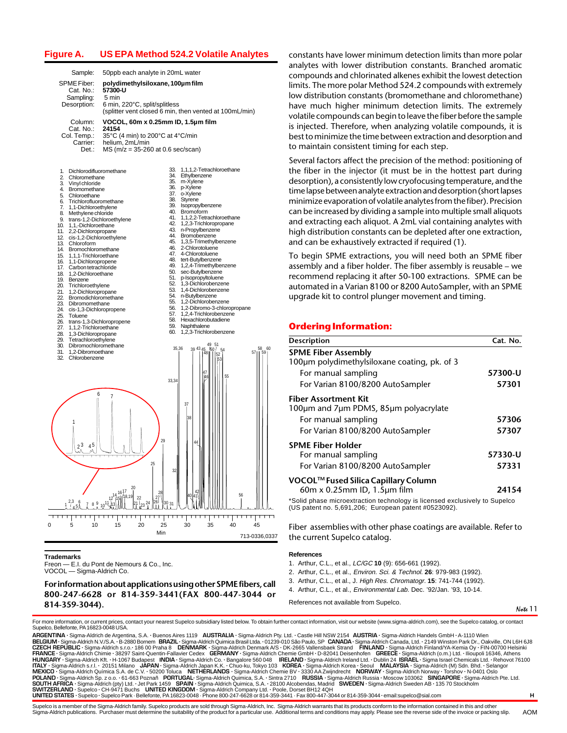## Figure A. US EPA Method 524.2 Volatile Analytes

Sample: 50ppb each analyte in 20mL water

SPME Fiber: **polydimethylsiloxane, 100µm film**
Cat. No.: **57300-U**
Sampling: 5 min
Desorption: 6 min, 220°C, split/splitless
(splitter vent closed 6 min, then vented at 100mL/min)

Column: **VOCOL, 60m x 0.25mm ID, 1.5µm film**
Cat. No.: **24154**
Col. Temp.: 35°C (4 min) to 200°C at 4°C/min
Carrier: helium, 2mL/min
Det.: MS (m/z = 35-260 at 0.6 sec/scan)

1. Dichlorodifluoromethane
2. Chloromethane
3. Vinyl chloride
4. Bromomethane
5. Chloroethane
6. Trichlorofluoromethane
7. 1,1-Dichloroethylene
8. Methylene chloride
9. trans-1,2-Dichloroethylene
10. 1,1,-Dichloroethane
11. 2,2-Dichloropropane
12. cis-1,2-Dichloroethylene
13. Chloroform
14. Bromochloromethane
15. 1,1,1-Trichloroethane
16. 1,1-Dichloropropene
17. Carbon tetrachloride
18. 1,2-Dichloroethane
19. Benzene
20. Trichloroethylene
21. 1,2-Dichloropropane
22. Bromodichloromethane
23. Dibromomethane
24. cis-1,3-Dichloropropene
25. Toluene
26. trans-1,3-Dichloropropene
27. 1,1,2-Trichloroethane
28. 1,3-Dichloropropane
29. Tetrachloroethylene
30. Dibromochloromethane
31. 1,2-Dibromoethane
32. Chlorobenzene
33. 1,1,1,2-Tetrachloroethane
34. Ethylbenzene
35. m-Xylene
36. p-Xylene
37. o-Xylene
38. Styrene
39. Isopropylbenzene
40. Bromoform
41. 1,1,2,2-Tetrachloroethane
42. 1,2,3-Trichloropropane
43. n-Propylbenzene
44. Bromobenzene
45. 1,3,5-Trimethylbenzene
46. 2-Chlorotoluene
47. 4-Chlorotoluene
48. tert-Butylbenzene
49. 1,2,4-Trimethylbenzene
50. sec-Butylbenzene
51. p-Isopropyltoluene
52. 1,3-Dichlorobenzene
53. 1,4-Dichlorobenzene
54. n-Butylbenzene
55. 1,2-Dichlorobenzene
56. 1,2-Dibromo-3-chloropropane
57. 1,2,4-Trichlorobenzene
58. Hexachlorobutadiene
59. Naphthalene
60. 1,2,3-Trichlorobenzene

0 5 10 15 20 25 30 35 40 45
Min

713-0336,0337

### Trademarks

Freon — E.I. du Pont de Nemours & Co., Inc.
VOCOL — Sigma-Aldrich Co.

**For information about applications using other SPME fibers, call 800-247-6628 or 814-359-3441(FAX 800-447-3044 or 814-359-3044).**

constants have lower minimum detection limits than more polar analytes with lower distribution constants. Branched aromatic compounds and chlorinated alkenes exhibit the lowest detection limits. The more polar Method 524.2 compounds with extremely low distribution constants (bromomethane and chloromethane) have much higher minimum detection limits. The extremely volatile compounds can begin to leave the fiber before the sample is injected. Therefore, when analyzing volatile compounds, it is best to minimize the time between extraction and desorption and to maintain consistent timing for each step.

Several factors affect the precision of the method: positioning of the fiber in the injector (it must be in the hottest part during desorption), a consistently low cryofocusing temperature, and the time lapse between analyte extraction and desorption (short lapses minimize evaporation of volatile analytes from the fiber). Precision can be increased by dividing a sample into multiple small aliquots and extracting each aliquot. A 2mL vial containing analytes with high distribution constants can be depleted after one extraction, and can be exhaustively extracted if required (1).

To begin SPME extractions, you will need both an SPME fiber assembly and a fiber holder. The fiber assembly is reusable – we recommend replacing it after 50-100 extractions. SPME can be automated in a Varian 8100 or 8200 AutoSampler, with an SPME upgrade kit to control plunger movement and timing.

## Ordering Information:

| Description | Cat. No. |
|---|---|
| **SPME Fiber Assembly** | |
| 100µm polydimethylsiloxane coating, pk. of 3 | |
| For manual sampling | **57300-U** |
| For Varian 8100/8200 AutoSampler | **57301** |
| **Fiber Assortment Kit** | |
| 100µm and 7µm PDMS, 85µm polyacrylate | |
| For manual sampling | **57306** |
| For Varian 8100/8200 AutoSampler | **57307** |
| **SPME Fiber Holder** | |
| For manual sampling | **57330-U** |
| For Varian 8100/8200 AutoSampler | **57331** |
| **VOCOL™ Fused Silica Capillary Column** | |
| 60m x 0.25mm ID, 1.5µm film | **24154** |

*Solid phase microextraction technology is licensed exclusively to Supelco (US patent no. 5,691,206; European patent #0523092).

Fiber assemblies with other phase coatings are available. Refer to the current Supelco catalog.

### References

1. Arthur, C.L., et al., *LC/GC* **10** (9): 656-661 (1992).
2. Arthur, C.L., et al., *Environ. Sci. & Technol.* **26**: 979-983 (1992).
3. Arthur, C.L., et al., J. *High Res. Chromatogr.* **15**: 741-744 (1992).
4. Arthur, C.L., et al., *Environmental Lab.* Dec. '92/Jan. '93, 10-14.

References not available from Supelco.

For more information, or current prices, contact your nearest Supelco subsidiary listed below. To obtain further contact information, visit our website (www.sigma-aldrich.com), see the Supelco catalog, or contact Supelco, Bellefonte, PA 16823-0048 USA.

**ARGENTINA** · Sigma-Aldrich de Argentina, S.A. · Buenos Aires 1119 **AUSTRALIA** · Sigma-Aldrich Pty. Ltd. · Castle Hill NSW 2154 **AUSTRIA** · Sigma-Aldrich Handels GmbH · A-1110 Wien
**BELGIUM** · Sigma-Aldrich N.V./S.A. · B-2880 Bornem **BRAZIL** · Sigma-Aldrich Quimica Brasil Ltda. · 01239-010 São Paulo, SP **CANADA** · Sigma-Aldrich Canada, Ltd. · 2149 Winston Park Dr., Oakville, ON L6H 6J8
**CZECH REPUBLIC** · Sigma-Aldrich s.r.o. · 186 00 Praha 8 **DENMARK** · Sigma-Aldrich Denmark A/S · DK-2665 Vallensbaek Strand **FINLAND** · Sigma-Aldrich Finland/YA-Kemia Oy · FIN-00700 Helsinki
**FRANCE** · Sigma-Aldrich Chimie · 38297 Saint-Quentin-Fallavier Cedex **GERMANY** · Sigma-Aldrich Chemie GmbH · D-82041 Deisenhofen **GREECE** · Sigma-Aldrich (o.m.) Ltd. · Ilioupoli 16346, Athens
**HUNGARY** · Sigma-Aldrich Kft. · H-1067 Budapest **INDIA** · Sigma-Aldrich Co. · Bangalore 560 048 **IRELAND** · Sigma-Aldrich Ireland Ltd. · Dublin 24 **ISRAEL** · Sigma Israel Chemicals Ltd. · Rehovot 76100
**ITALY** · Sigma-Aldrich s.r.l. · 20151 Milano **JAPAN** · Sigma-Aldrich Japan K.K. · Chuo-ku, Tokyo 103 **KOREA** · Sigma-Aldrich Korea · Seoul **MALAYSIA** · Sigma-Aldrich (M) Sdn. Bhd. · Selangor
**MEXICO** · Sigma-Aldrich Química S.A. de C.V. · 50200 Toluca **NETHERLANDS** · Sigma-Aldrich Chemie BV · 3330 AA Zwijndrecht **NORWAY** · Sigma-Aldrich Norway · Torshov · N-0401 Oslo
**POLAND** · Sigma-Aldrich Sp. z o.o. · 61-663 Poznań **PORTUGAL** · Sigma-Aldrich Quimica, S.A. · Sintra 2710 **RUSSIA** · Sigma-Aldrich Russia · Moscow 103062 **SINGAPORE** · Sigma-Aldrich Pte. Ltd.
**SOUTH AFRICA** · Sigma-Aldrich (pty) Ltd. · Jet Park 1459 **SPAIN** · Sigma-Aldrich Quimica, S.A. · 28100 Alcobendas, Madrid **SWEDEN** · Sigma-Aldrich Sweden AB · 135 70 Stockholm
**SWITZERLAND** · Supelco · CH-9471 Buchs **UNITED KINGDOM** · Sigma-Aldrich Company Ltd. · Poole, Dorset BH12 4QH
**UNITED STATES** · Supelco · Supelco Park · Bellefonte, PA 16823-0048 · Phone 800-247-6628 or 814-359-3441 · Fax 800-447-3044 or 814-359-3044 · email:supelco@sial.com

Supelco is a member of the Sigma-Aldrich family. Supelco products are sold through Sigma-Aldrich, Inc. Sigma-Aldrich warrants that its products conform to the information contained in this and other Sigma-Aldrich publications. Purchaser must determine the suitability of the product for a particular use. Additional terms and conditions may apply. Please see the reverse side of the invoice or packing slip.